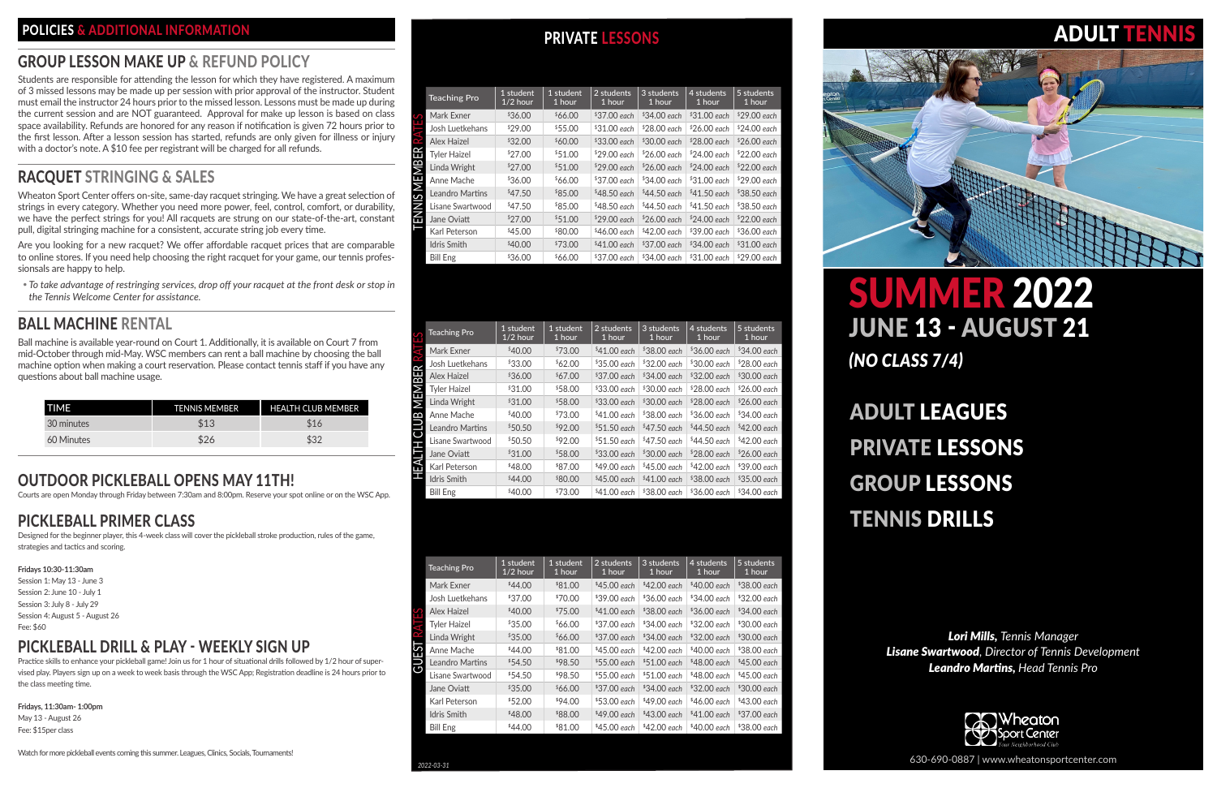## POLICIES & ADDITIONAL INFORMATION

### GROUP LESSON MAKE UP & REFUND POLICY

Students are responsible for attending the lesson for which they have registered. A maximum of 3 missed lessons may be made up per session with prior approval of the instructor. Student must email the instructor 24 hours prior to the missed lesson. Lessons must be made up during the current session and are NOT guaranteed. Approval for make up lesson is based on class space availability. Refunds are honored for any reason if notification is given 72 hours prior to the first lesson. After a lesson session has started, refunds are only given for illness or injury with a doctor's note. A $10 fee per registrant will be charged for all refunds.

### RACQUET STRINGING & SALES

Wheaton Sport Center offers on-site, same-day racquet stringing. We have a great selection of strings in every category. Whether you need more power, feel, control, comfort, or durability, we have the perfect strings for you! All racquets are strung on our state-of-the-art, constant pull, digital stringing machine for a consistent, accurate string job every time.

Are you looking for a new racquet? We offer affordable racquet prices that are comparable to online stores. If you need help choosing the right racquet for your game, our tennis professionals are happy to help.

- *To take advantage of restringing services, drop off your racquet at the front desk or stop in the Tennis Welcome Center for assistance.*

### BALL MACHINE RENTAL

Ball machine is available year-round on Court 1. Additionally, it is available on Court 7 from mid-October through mid-May. WSC members can rent a ball machine by choosing the ball machine option when making a court reservation. Please contact tennis staff if you have any questions about ball machine usage.

| TIME | TENNIS MEMBER | HEALTH CLUB MEMBER |
|---|---|---|
| 30 minutes | $13 | $16 |
| 60 Minutes | $26 | $32 |

### OUTDOOR PICKLEBALL OPENS MAY 11TH!

Courts are open Monday through Friday between 7:30am and 8:00pm. Reserve your spot online or on the WSC App.

### PICKLEBALL PRIMER CLASS

Designed for the beginner player, this 4-week class will cover the pickleball stroke production, rules of the game, strategies and tactics and scoring.

**Fridays 10:30-11:30am**
Session 1: May 13 - June 3
Session 2: June 10 - July 1
Session 3: July 8 - July 29
Session 4: August 5 - August 26
Fee: $60

### PICKLEBALL DRILL & PLAY - WEEKLY SIGN UP

Practice skills to enhance your pickleball game! Join us for 1 hour of situational drills followed by 1/2 hour of supervised play. Players sign up on a week to week basis through the WSC App; Registration deadline is 24 hours prior to the class meeting time.

**Fridays, 11:30am- 1:00pm**
May 13 - August 26
Fee: $15per class

Watch for more pickleball events coming this summer. Leagues, Clinics, Socials, Tournaments!

## PRIVATE LESSONS

**TENNIS MEMBER RATES**

| Teaching Pro | 1 student 1/2 hour | 1 student 1 hour | 2 students 1 hour | 3 students 1 hour | 4 students 1 hour | 5 students 1 hour |
|---|---|---|---|---|---|---|
| Mark Exner | $36.00 | $66.00 | $37.00 each | $34.00 each | $31.00 each | $29.00 each |
| Josh Luetkehans | $29.00 | $55.00 | $31.00 each | $28.00 each | $26.00 each | $24.00 each |
| Alex Haizel | $32.00 | $60.00 | $33.00 each | $30.00 each | $28.00 each | $26.00 each |
| Tyler Haizel | $27.00 | $51.00 | $29.00 each | $26.00 each | $24.00 each | $22.00 each |
| Linda Wright | $27.00 | $51.00 | $29.00 each | $26.00 each | $24.00 each | $22.00 each |
| Anne Mache | $36.00 | $66.00 | $37.00 each | $34.00 each | $31.00 each | $29.00 each |
| Leandro Martins | $47.50 | $85.00 | $48.50 each | $44.50 each | $41.50 each | $38.50 each |
| Lisane Swartwood | $47.50 | $85.00 | $48.50 each | $44.50 each | $41.50 each | $38.50 each |
| Jane Oviatt | $27.00 | $51.00 | $29.00 each | $26.00 each | $24.00 each | $22.00 each |
| Karl Peterson | $45.00 | $80.00 | $46.00 each | $42.00 each | $39.00 each | $36.00 each |
| Idris Smith | $40.00 | $73.00 | $41.00 each | $37.00 each | $34.00 each | $31.00 each |
| Bill Eng | $36.00 | $66.00 | $37.00 each | $34.00 each | $31.00 each | $29.00 each |

**HEALTH CLUB MEMBER RATES**

| Teaching Pro | 1 student 1/2 hour | 1 student 1 hour | 2 students 1 hour | 3 students 1 hour | 4 students 1 hour | 5 students 1 hour |
|---|---|---|---|---|---|---|
| Mark Exner | $40.00 | $73.00 | $41.00 each | $38.00 each | $36.00 each | $34.00 each |
| Josh Luetkehans | $33.00 | $62.00 | $35.00 each | $32.00 each | $30.00 each | $28.00 each |
| Alex Haizel | $36.00 | $67.00 | $37.00 each | $34.00 each | $32.00 each | $30.00 each |
| Tyler Haizel | $31.00 | $58.00 | $33.00 each | $30.00 each | $28.00 each | $26.00 each |
| Linda Wright | $31.00 | $58.00 | $33.00 each | $30.00 each | $28.00 each | $26.00 each |
| Anne Mache | $40.00 | $73.00 | $41.00 each | $38.00 each | $36.00 each | $34.00 each |
| Leandro Martins | $50.50 | $92.00 | $51.50 each | $47.50 each | $44.50 each | $42.00 each |
| Lisane Swartwood | $50.50 | $92.00 | $51.50 each | $47.50 each | $44.50 each | $42.00 each |
| Jane Oviatt | $31.00 | $58.00 | $33.00 each | $30.00 each | $28.00 each | $26.00 each |
| Karl Peterson | $48.00 | $87.00 | $49.00 each | $45.00 each | $42.00 each | $39.00 each |
| Idris Smith | $44.00 | $80.00 | $45.00 each | $41.00 each | $38.00 each | $35.00 each |
| Bill Eng | $40.00 | $73.00 | $41.00 each | $38.00 each | $36.00 each | $34.00 each |

**GUEST RATES**

| Teaching Pro | 1 student 1/2 hour | 1 student 1 hour | 2 students 1 hour | 3 students 1 hour | 4 students 1 hour | 5 students 1 hour |
|---|---|---|---|---|---|---|
| Mark Exner | $44.00 | $81.00 | $45.00 each | $42.00 each | $40.00 each | $38.00 each |
| Josh Luetkehans | $37.00 | $70.00 | $39.00 each | $36.00 each | $34.00 each | $32.00 each |
| Alex Haizel | $40.00 | $75.00 | $41.00 each | $38.00 each | $36.00 each | $34.00 each |
| Tyler Haizel | $35.00 | $66.00 | $37.00 each | $34.00 each | $32.00 each | $30.00 each |
| Linda Wright | $35.00 | $66.00 | $37.00 each | $34.00 each | $32.00 each | $30.00 each |
| Anne Mache | $44.00 | $81.00 | $45.00 each | $42.00 each | $40.00 each | $38.00 each |
| Leandro Martins | $54.50 | $98.50 | $55.00 each | $51.00 each | $48.00 each | $45.00 each |
| Lisane Swartwood | $54.50 | $98.50 | $55.00 each | $51.00 each | $48.00 each | $45.00 each |
| Jane Oviatt | $35.00 | $66.00 | $37.00 each | $34.00 each | $32.00 each | $30.00 each |
| Karl Peterson | $52.00 | $94.00 | $53.00 each | $49.00 each | $46.00 each | $43.00 each |
| Idris Smith | $48.00 | $88.00 | $49.00 each | $43.00 each | $41.00 each | $37.00 each |
| Bill Eng | $44.00 | $81.00 | $45.00 each | $42.00 each | $40.00 each | $38.00 each |

2022-03-31

# ADULT TENNIS

# SUMMER 2022
## JUNE 13 - AUGUST 21
### *(NO CLASS 7/4)*

## ADULT LEAGUES
## PRIVATE LESSONS
## GROUP LESSONS
## TENNIS DRILLS

***Lori Mills**, Tennis Manager*
***Lisane Swartwood**, Director of Tennis Development*
***Leandro Martins**, Head Tennis Pro*

Wheaton Sport Center
Your Neighborhood Club

630-690-0887 | www.wheatonsportcenter.com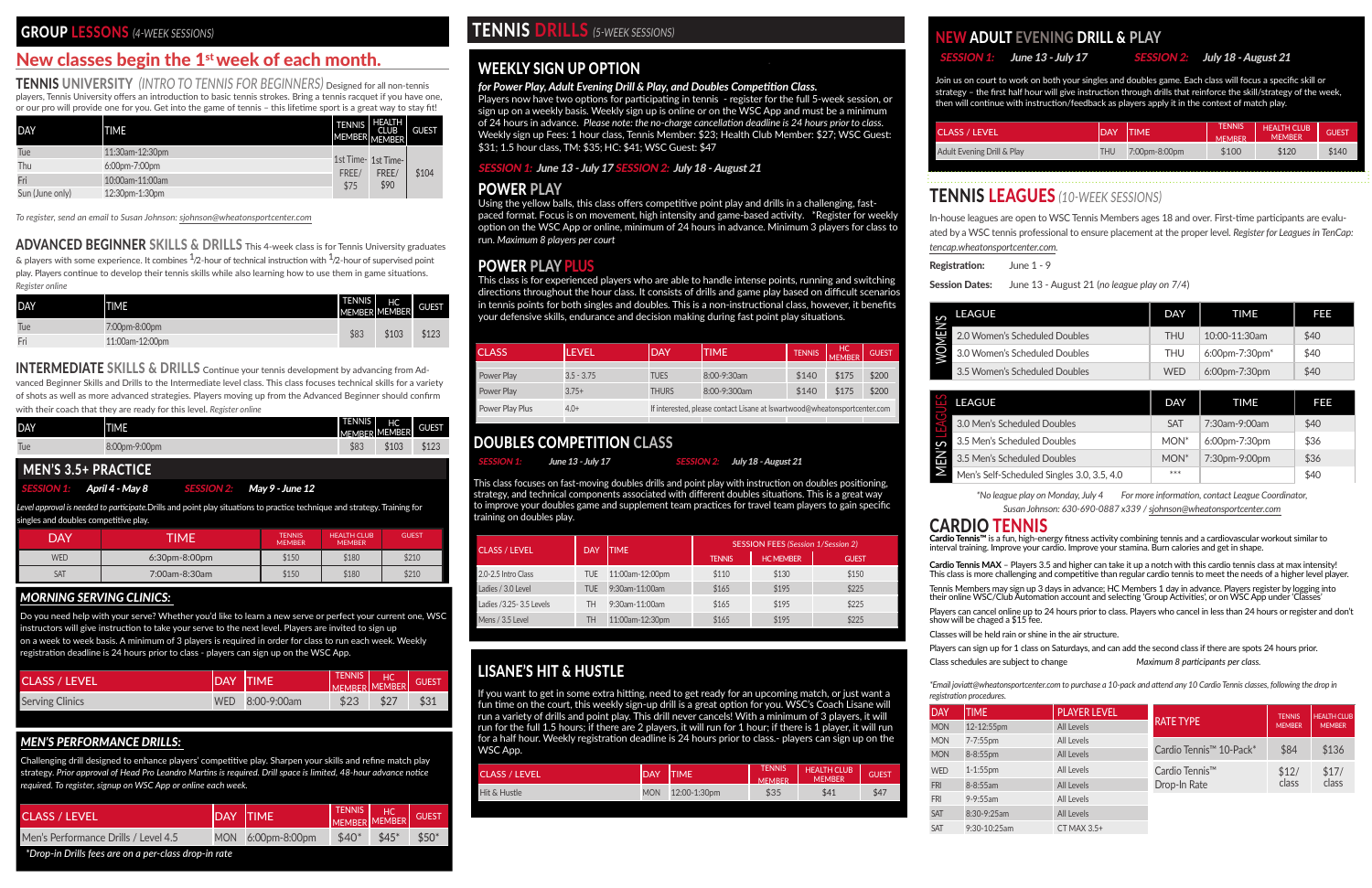# GROUP LESSONS *(4-WEEK SESSIONS)*

## New classes begin the 1st week of each month.

### TENNIS UNIVERSITY *(INTRO TO TENNIS FOR BEGINNERS)*

Designed for all non-tennis players, Tennis University offers an introduction to basic tennis strokes. Bring a tennis racquet if you have one, or our pro will provide one for you. Get into the game of tennis – this lifetime sport is a great way to stay fit!

| DAY | TIME | TENNIS MEMBER | HEALTH CLUB MEMBER | GUEST |
|---|---|---|---|---|
| Tue | 11:30am-12:30pm | 1st Time-FREE/ $75 | 1st Time-FREE/ $90 | $104 |
| Thu | 6:00pm-7:00pm | | | |
| Fri | 10:00am-11:00am | | | |
| Sun (June only) | 12:30pm-1:30pm | | | |

*To register, send an email to Susan Johnson: sjohnson@wheatonsportcenter.com*

### ADVANCED BEGINNER SKILLS & DRILLS

This 4-week class is for Tennis University graduates & players with some experience. It combines 1/2-hour of technical instruction with 1/2-hour of supervised point play. Players continue to develop their tennis skills while also learning how to use them in game situations. *Register online*

| DAY | TIME | TENNIS MEMBER | HC MEMBER | GUEST |
|---|---|---|---|---|
| Tue | 7:00pm-8:00pm | $83 | $103 | $123 |
| Fri | 11:00am-12:00pm | | | |

### INTERMEDIATE SKILLS & DRILLS

Continue your tennis development by advancing from Advanced Beginner Skills and Drills to the Intermediate level class. This class focuses technical skills for a variety of shots as well as more advanced strategies. Players moving up from the Advanced Beginner should confirm with their coach that they are ready for this level. *Register online*

| DAY | TIME | TENNIS MEMBER | HC MEMBER | GUEST |
|---|---|---|---|---|
| Tue | 8:00pm-9:00pm | $83 | $103 | $123 |

### MEN'S 3.5+ PRACTICE

*SESSION 1:* **April 4 - May 8** *SESSION 2:* **May 9 - June 12**

*Level approval is needed to participate.* Drills and point play situations to practice technique and strategy. Training for singles and doubles competitive play.

| DAY | TIME | TENNIS MEMBER | HEALTH CLUB MEMBER | GUEST |
|---|---|---|---|---|
| WED | 6:30pm-8:00pm | $150 | $180 | $210 |
| SAT | 7:00am-8:30am | $150 | $180 | $210 |

### *MORNING SERVING CLINICS:*

Do you need help with your serve? Whether you'd like to learn a new serve or perfect your current one, WSC instructors will give instruction to take your serve to the next level. Players are invited to sign up on a week to week basis. A minimum of 3 players is required in order for class to run each week. Weekly registration deadline is 24 hours prior to class - players can sign up on the WSC App.

| CLASS / LEVEL | DAY | TIME | TENNIS MEMBER | HC MEMBER | GUEST |
|---|---|---|---|---|---|
| Serving Clinics | WED | 8:00-9:00am | $23 | $27 | $31 |

### *MEN'S PERFORMANCE DRILLS:*

Challenging drill designed to enhance players' competitive play. Sharpen your skills and refine match play strategy. *Prior approval of Head Pro Leandro Martins is required. Drill space is limited, 48-hour advance notice required. To register, signup on WSC App or online each week.*

| CLASS / LEVEL | DAY | TIME | TENNIS MEMBER | HC MEMBER | GUEST |
|---|---|---|---|---|---|
| Men's Performance Drills / Level 4.5 | MON | 6:00pm-8:00pm | $40* | $45* | $50* |

*\*Drop-in Drills fees are on a per-class drop-in rate*

# TENNIS DRILLS *(5-WEEK SESSIONS)*

## WEEKLY SIGN UP OPTION

***for Power Play, Adult Evening Drill & Play, and Doubles Competition Class.***

Players now have two options for participating in tennis - register for the full 5-week session, or sign up on a weekly basis. Weekly sign up is online or on the WSC App and must be a minimum of 24 hours in advance. *Please note: the no-charge cancellation deadline is 24 hours prior to class.* Weekly Sign up Fees: 1 hour class, Tennis Member: $23; Health Club Member: $27; WSC Guest: $31; 1.5 hour class, TM: $35; HC: $41; WSC Guest: $47

*SESSION 1:* ***June 13 - July 17*** *SESSION 2:* ***July 18 - August 21***

## POWER PLAY

Using the yellow balls, this class offers competitive point play and drills in a challenging, fast-paced format. Focus is on movement, high intensity and game-based activity. \*Register for weekly option on the WSC App or online, minimum of 24 hours in advance. Minimum 3 players for class to run. *Maximum 8 players per court*

## POWER PLAY PLUS

This class is for experienced players who are able to handle intense points, running and switching directions throughout the hour class. It consists of drills and game play based on difficult scenarios in tennis points for both singles and doubles. This is a non-instructional class, however, it benefits your defensive skills, endurance and decision making during fast point play situations.

| CLASS | LEVEL | DAY | TIME | TENNIS | HC MEMBER | GUEST |
|---|---|---|---|---|---|---|
| Power Play | 3.5 - 3.75 | TUES | 8:00-9:30am | $140 | $175 | $200 |
| Power Play | 3.75+ | THURS | 8:00-9:30am | $140 | $175 | $200 |
| Power Play Plus | 4.0+ | If interested, please contact Lisane at lswartwood@wheatonsportcenter.com | | | | |

## DOUBLES COMPETITION CLASS

*SESSION 1:* ***June 13 - July 17*** *SESSION 2:* ***July 18 - August 21***

This class focuses on fast-moving doubles drills and point play with instruction on doubles positioning, strategy, and technical components associated with different doubles situations. This is a great way to improve your doubles game and supplement team practices for travel team players to gain specific training on doubles play.

| CLASS / LEVEL | DAY | TIME | SESSION FEES *(Session 1/Session 2)* | | |
|---|---|---|---|---|---|
| | | | TENNIS | HC MEMBER | GUEST |
| 2.0-2.5 Intro Class | TUE | 11:00am-12:00pm | $110 | $130 | $150 |
| Ladies / 3.0 Level | TUE | 9:30am-11:00am | $165 | $195 | $225 |
| Ladies / 3.25- 3.5 Levels | TH | 9:30am-11:00am | $165 | $195 | $225 |
| Mens / 3.5 Level | TH | 11:00am-12:30pm | $165 | $195 | $225 |

## LISANE'S HIT & HUSTLE

If you want to get in some extra hitting, need to get ready for an upcoming match, or just want a fun time on the court, this weekly sign-up drill is a great option for you. WSC's Coach Lisane will run a variety of drills and point play. This drill never cancels! With a minimum of 3 players, it will run for the full 1.5 hours; if there are 2 players, it will run for 1 hour; if there is 1 player, it will run for a half hour. Weekly registration deadline is 24 hours prior to class.- players can sign up on the WSC App.

| CLASS / LEVEL | DAY | TIME | TENNIS MEMBER | HEALTH CLUB MEMBER | GUEST |
|---|---|---|---|---|---|
| Hit & Hustle | MON | 12:00-1:30pm | $35 | $41 | $47 |

# NEW ADULT EVENING DRILL & PLAY

*SESSION 1:* **June 13 - July 17** *SESSION 2:* **July 18 - August 21**

Join us on court to work on both your singles and doubles game. Each class will focus a specific skill or strategy – the first half hour will give instruction through drills that reinforce the skill/strategy of the week, then will continue with instruction/feedback as players apply it in the context of match play.

| CLASS / LEVEL | DAY | TIME | TENNIS MEMBER | HEALTH CLUB MEMBER | GUEST |
|---|---|---|---|---|---|
| Adult Evening Drill & Play | THU | 7:00pm-8:00pm | $100 | $120 | $140 |

# TENNIS LEAGUES *(10-WEEK SESSIONS)*

In-house leagues are open to WSC Tennis Members ages 18 and over. First-time participants are evaluated by a WSC tennis professional to ensure placement at the proper level. *Register for Leagues in TenCap: tencap.wheatonsportcenter.com.*

**Registration:** June 1 - 9

**Session Dates:** June 13 - August 21 *(no league play on 7/4)*

| WOMEN'S LEAGUE | DAY | TIME | FEE |
|---|---|---|---|
| 2.0 Women's Scheduled Doubles | THU | 10:00-11:30am | $40 |
| 3.0 Women's Scheduled Doubles | THU | 6:00pm-7:30pm\* | $40 |
| 3.5 Women's Scheduled Doubles | WED | 6:00pm-7:30pm | $40 |

| MEN'S LEAGUES | DAY | TIME | FEE |
|---|---|---|---|
| 3.0 Men's Scheduled Doubles | SAT | 7:30am-9:00am | $40 |
| 3.5 Men's Scheduled Doubles | MON\* | 6:00pm-7:30pm | $36 |
| 3.5 Men's Scheduled Doubles | MON\* | 7:30pm-9:00pm | $36 |
| Men's Self-Scheduled Singles 3.0, 3.5, 4.0 | \*\*\* | | $40 |

*\*No league play on Monday, July 4* *For more information, contact League Coordinator, Susan Johnson: 630-690-0887 x339 / sjohnson@wheatonsportcenter.com*

# CARDIO TENNIS

**Cardio Tennis™** is a fun, high-energy fitness activity combining tennis and a cardiovascular workout similar to interval training. Improve your cardio. Improve your stamina. Burn calories and get in shape.

**Cardio Tennis MAX** – Players 3.5 and higher can take it up a notch with this cardio tennis class at max intensity! This class is more challenging and competitive than regular cardio tennis to meet the needs of a higher level player.

Tennis Members may sign up 3 days in advance; HC Members 1 day in advance. Players register by logging into their online WSC/Club Automation account and selecting 'Group Activities', or on WSC App under 'Classes'

Players can cancel online up to 24 hours prior to class. Players who cancel in less than 24 hours or register and don't show will be charged a $15 fee.

Classes will be held rain or shine in the air structure.

Players can sign up for 1 class on Saturdays, and can add the second class if there are spots 24 hours prior.

Class schedules are subject to change *Maximum 8 participants per class.*

*\*Email joviatt@wheatonsportcenter.com to purchase a 10-pack and attend any 10 Cardio Tennis classes, following the drop in registration procedures.*

| DAY | TIME | PLAYER LEVEL |
|---|---|---|
| MON | 12-12:55pm | All Levels |
| MON | 7-7:55pm | All Levels |
| MON | 8-8:55pm | All Levels |
| WED | 1-1:55pm | All Levels |
| FRI | 8-8:55am | All Levels |
| FRI | 9-9:55am | All Levels |
| SAT | 8:30-9:25am | All Levels |
| SAT | 9:30-10:25am | CT MAX 3.5+ |

| RATE TYPE | TENNIS MEMBER | HEALTH CLUB MEMBER |
|---|---|---|
| Cardio Tennis™ 10-Pack\* | $84 | $136 |
| Cardio Tennis™ Drop-In Rate | $12/ class | $17/ class |